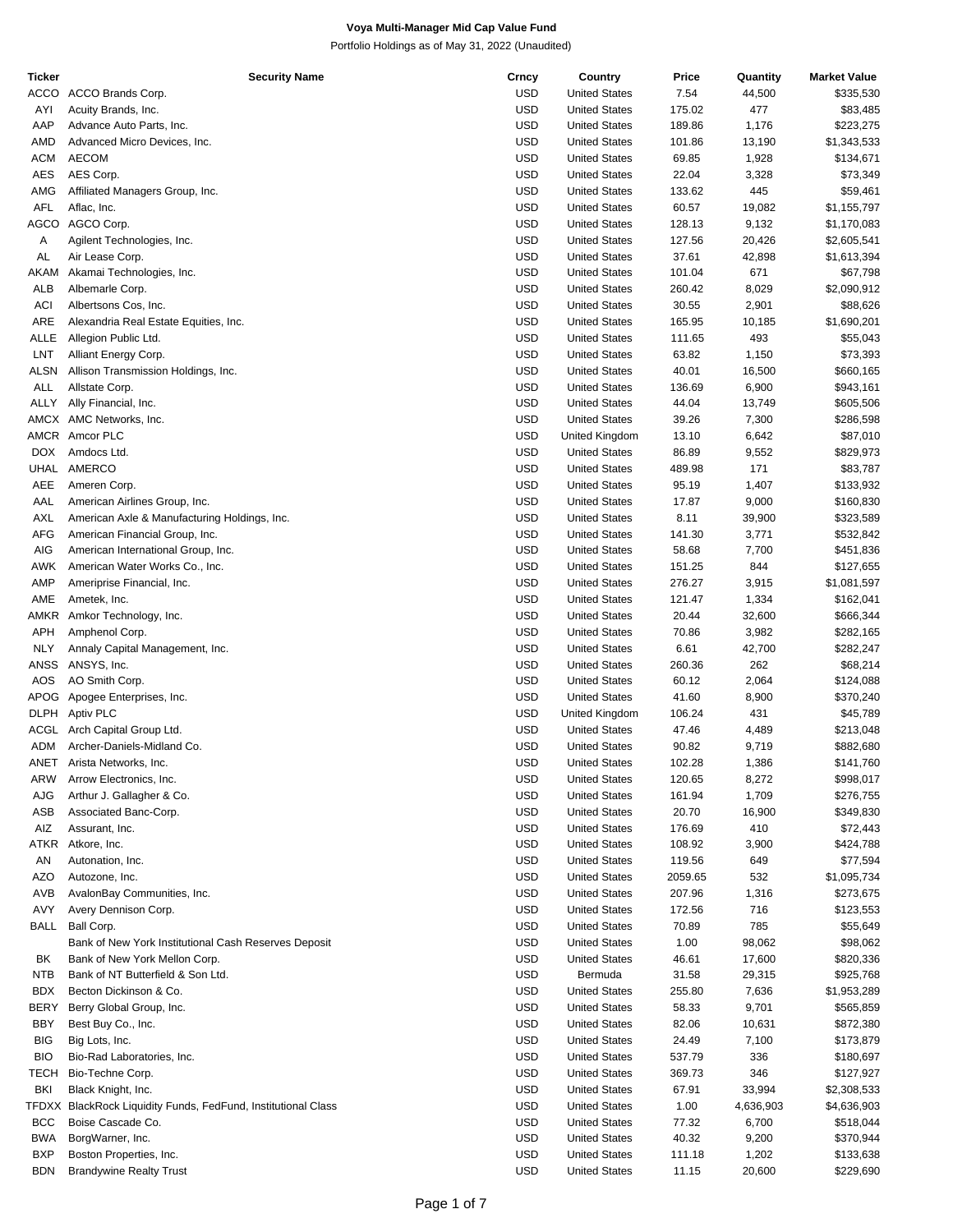# Voya Multi-Manager Mid Cap Value Fund

Portfolio Holdings as of May 31, 2022 (Unaudited)

| Ticker | Security Name | Crncy | Country | Price | Quantity | Market Value |
|---|---|---|---|---|---|---|
| ACCO | ACCO Brands Corp. | USD | United States | 7.54 | 44,500 | $335,530 |
| AYI | Acuity Brands, Inc. | USD | United States | 175.02 | 477 | $83,485 |
| AAP | Advance Auto Parts, Inc. | USD | United States | 189.86 | 1,176 | $223,275 |
| AMD | Advanced Micro Devices, Inc. | USD | United States | 101.86 | 13,190 | $1,343,533 |
| ACM | AECOM | USD | United States | 69.85 | 1,928 | $134,671 |
| AES | AES Corp. | USD | United States | 22.04 | 3,328 | $73,349 |
| AMG | Affiliated Managers Group, Inc. | USD | United States | 133.62 | 445 | $59,461 |
| AFL | Aflac, Inc. | USD | United States | 60.57 | 19,082 | $1,155,797 |
| AGCO | AGCO Corp. | USD | United States | 128.13 | 9,132 | $1,170,083 |
| A | Agilent Technologies, Inc. | USD | United States | 127.56 | 20,426 | $2,605,541 |
| AL | Air Lease Corp. | USD | United States | 37.61 | 42,898 | $1,613,394 |
| AKAM | Akamai Technologies, Inc. | USD | United States | 101.04 | 671 | $67,798 |
| ALB | Albemarle Corp. | USD | United States | 260.42 | 8,029 | $2,090,912 |
| ACI | Albertsons Cos, Inc. | USD | United States | 30.55 | 2,901 | $88,626 |
| ARE | Alexandria Real Estate Equities, Inc. | USD | United States | 165.95 | 10,185 | $1,690,201 |
| ALLE | Allegion Public Ltd. | USD | United States | 111.65 | 493 | $55,043 |
| LNT | Alliant Energy Corp. | USD | United States | 63.82 | 1,150 | $73,393 |
| ALSN | Allison Transmission Holdings, Inc. | USD | United States | 40.01 | 16,500 | $660,165 |
| ALL | Allstate Corp. | USD | United States | 136.69 | 6,900 | $943,161 |
| ALLY | Ally Financial, Inc. | USD | United States | 44.04 | 13,749 | $605,506 |
| AMCX | AMC Networks, Inc. | USD | United States | 39.26 | 7,300 | $286,598 |
| AMCR | Amcor PLC | USD | United Kingdom | 13.10 | 6,642 | $87,010 |
| DOX | Amdocs Ltd. | USD | United States | 86.89 | 9,552 | $829,973 |
| UHAL | AMERCO | USD | United States | 489.98 | 171 | $83,787 |
| AEE | Ameren Corp. | USD | United States | 95.19 | 1,407 | $133,932 |
| AAL | American Airlines Group, Inc. | USD | United States | 17.87 | 9,000 | $160,830 |
| AXL | American Axle & Manufacturing Holdings, Inc. | USD | United States | 8.11 | 39,900 | $323,589 |
| AFG | American Financial Group, Inc. | USD | United States | 141.30 | 3,771 | $532,842 |
| AIG | American International Group, Inc. | USD | United States | 58.68 | 7,700 | $451,836 |
| AWK | American Water Works Co., Inc. | USD | United States | 151.25 | 844 | $127,655 |
| AMP | Ameriprise Financial, Inc. | USD | United States | 276.27 | 3,915 | $1,081,597 |
| AME | Ametek, Inc. | USD | United States | 121.47 | 1,334 | $162,041 |
| AMKR | Amkor Technology, Inc. | USD | United States | 20.44 | 32,600 | $666,344 |
| APH | Amphenol Corp. | USD | United States | 70.86 | 3,982 | $282,165 |
| NLY | Annaly Capital Management, Inc. | USD | United States | 6.61 | 42,700 | $282,247 |
| ANSS | ANSYS, Inc. | USD | United States | 260.36 | 262 | $68,214 |
| AOS | AO Smith Corp. | USD | United States | 60.12 | 2,064 | $124,088 |
| APOG | Apogee Enterprises, Inc. | USD | United States | 41.60 | 8,900 | $370,240 |
| DLPH | Aptiv PLC | USD | United Kingdom | 106.24 | 431 | $45,789 |
| ACGL | Arch Capital Group Ltd. | USD | United States | 47.46 | 4,489 | $213,048 |
| ADM | Archer-Daniels-Midland Co. | USD | United States | 90.82 | 9,719 | $882,680 |
| ANET | Arista Networks, Inc. | USD | United States | 102.28 | 1,386 | $141,760 |
| ARW | Arrow Electronics, Inc. | USD | United States | 120.65 | 8,272 | $998,017 |
| AJG | Arthur J. Gallagher & Co. | USD | United States | 161.94 | 1,709 | $276,755 |
| ASB | Associated Banc-Corp. | USD | United States | 20.70 | 16,900 | $349,830 |
| AIZ | Assurant, Inc. | USD | United States | 176.69 | 410 | $72,443 |
| ATKR | Atkore, Inc. | USD | United States | 108.92 | 3,900 | $424,788 |
| AN | Autonation, Inc. | USD | United States | 119.56 | 649 | $77,594 |
| AZO | Autozone, Inc. | USD | United States | 2059.65 | 532 | $1,095,734 |
| AVB | AvalonBay Communities, Inc. | USD | United States | 207.96 | 1,316 | $273,675 |
| AVY | Avery Dennison Corp. | USD | United States | 172.56 | 716 | $123,553 |
| BALL | Ball Corp. | USD | United States | 70.89 | 785 | $55,649 |
| | Bank of New York Institutional Cash Reserves Deposit | USD | United States | 1.00 | 98,062 | $98,062 |
| BK | Bank of New York Mellon Corp. | USD | United States | 46.61 | 17,600 | $820,336 |
| NTB | Bank of NT Butterfield & Son Ltd. | USD | Bermuda | 31.58 | 29,315 | $925,768 |
| BDX | Becton Dickinson & Co. | USD | United States | 255.80 | 7,636 | $1,953,289 |
| BERY | Berry Global Group, Inc. | USD | United States | 58.33 | 9,701 | $565,859 |
| BBY | Best Buy Co., Inc. | USD | United States | 82.06 | 10,631 | $872,380 |
| BIG | Big Lots, Inc. | USD | United States | 24.49 | 7,100 | $173,879 |
| BIO | Bio-Rad Laboratories, Inc. | USD | United States | 537.79 | 336 | $180,697 |
| TECH | Bio-Techne Corp. | USD | United States | 369.73 | 346 | $127,927 |
| BKI | Black Knight, Inc. | USD | United States | 67.91 | 33,994 | $2,308,533 |
| TFDXX | BlackRock Liquidity Funds, FedFund, Institutional Class | USD | United States | 1.00 | 4,636,903 | $4,636,903 |
| BCC | Boise Cascade Co. | USD | United States | 77.32 | 6,700 | $518,044 |
| BWA | BorgWarner, Inc. | USD | United States | 40.32 | 9,200 | $370,944 |
| BXP | Boston Properties, Inc. | USD | United States | 111.18 | 1,202 | $133,638 |
| BDN | Brandywine Realty Trust | USD | United States | 11.15 | 20,600 | $229,690 |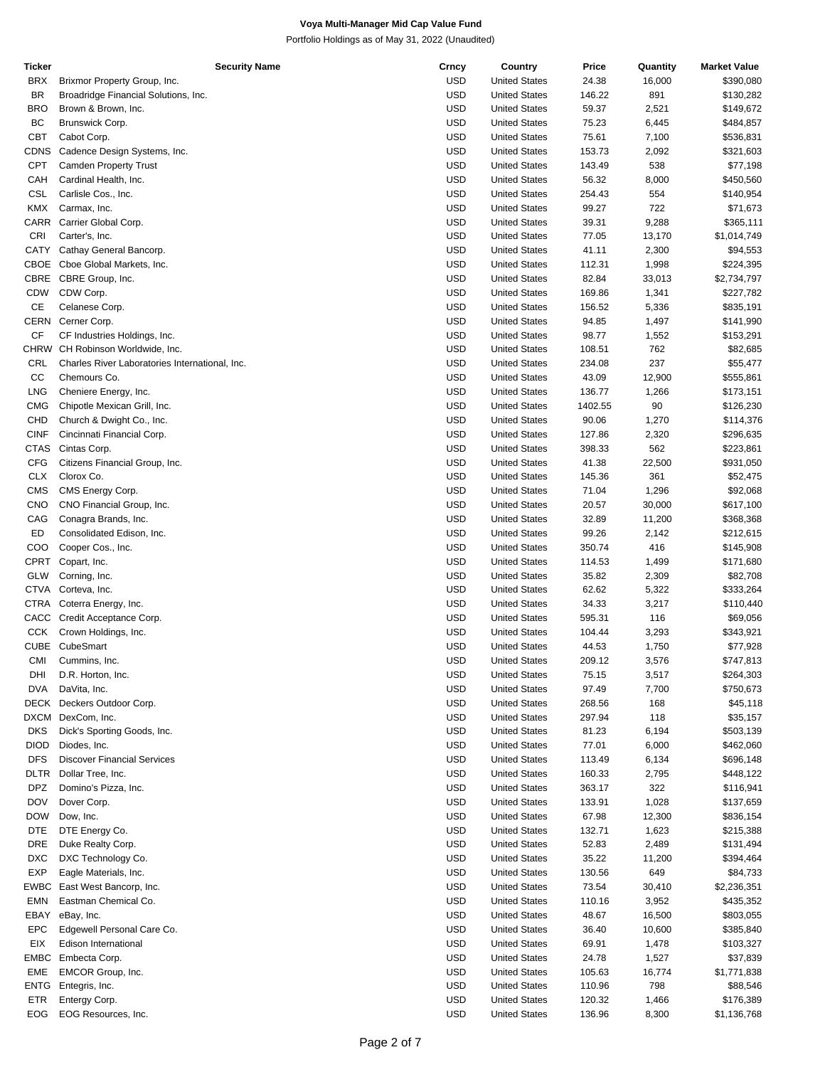**Voya Multi-Manager Mid Cap Value Fund**

Portfolio Holdings as of May 31, 2022 (Unaudited)

| Ticker | Security Name | Crncy | Country | Price | Quantity | Market Value |
|---|---|---|---|---|---|---|
| BRX | Brixmor Property Group, Inc. | USD | United States | 24.38 | 16,000 | $390,080 |
| BR | Broadridge Financial Solutions, Inc. | USD | United States | 146.22 | 891 | $130,282 |
| BRO | Brown & Brown, Inc. | USD | United States | 59.37 | 2,521 | $149,672 |
| BC | Brunswick Corp. | USD | United States | 75.23 | 6,445 | $484,857 |
| CBT | Cabot Corp. | USD | United States | 75.61 | 7,100 | $536,831 |
| CDNS | Cadence Design Systems, Inc. | USD | United States | 153.73 | 2,092 | $321,603 |
| CPT | Camden Property Trust | USD | United States | 143.49 | 538 | $77,198 |
| CAH | Cardinal Health, Inc. | USD | United States | 56.32 | 8,000 | $450,560 |
| CSL | Carlisle Cos., Inc. | USD | United States | 254.43 | 554 | $140,954 |
| KMX | Carmax, Inc. | USD | United States | 99.27 | 722 | $71,673 |
| CARR | Carrier Global Corp. | USD | United States | 39.31 | 9,288 | $365,111 |
| CRI | Carter's, Inc. | USD | United States | 77.05 | 13,170 | $1,014,749 |
| CATY | Cathay General Bancorp. | USD | United States | 41.11 | 2,300 | $94,553 |
| CBOE | Cboe Global Markets, Inc. | USD | United States | 112.31 | 1,998 | $224,395 |
| CBRE | CBRE Group, Inc. | USD | United States | 82.84 | 33,013 | $2,734,797 |
| CDW | CDW Corp. | USD | United States | 169.86 | 1,341 | $227,782 |
| CE | Celanese Corp. | USD | United States | 156.52 | 5,336 | $835,191 |
| CERN | Cerner Corp. | USD | United States | 94.85 | 1,497 | $141,990 |
| CF | CF Industries Holdings, Inc. | USD | United States | 98.77 | 1,552 | $153,291 |
| CHRW | CH Robinson Worldwide, Inc. | USD | United States | 108.51 | 762 | $82,685 |
| CRL | Charles River Laboratories International, Inc. | USD | United States | 234.08 | 237 | $55,477 |
| CC | Chemours Co. | USD | United States | 43.09 | 12,900 | $555,861 |
| LNG | Cheniere Energy, Inc. | USD | United States | 136.77 | 1,266 | $173,151 |
| CMG | Chipotle Mexican Grill, Inc. | USD | United States | 1402.55 | 90 | $126,230 |
| CHD | Church & Dwight Co., Inc. | USD | United States | 90.06 | 1,270 | $114,376 |
| CINF | Cincinnati Financial Corp. | USD | United States | 127.86 | 2,320 | $296,635 |
| CTAS | Cintas Corp. | USD | United States | 398.33 | 562 | $223,861 |
| CFG | Citizens Financial Group, Inc. | USD | United States | 41.38 | 22,500 | $931,050 |
| CLX | Clorox Co. | USD | United States | 145.36 | 361 | $52,475 |
| CMS | CMS Energy Corp. | USD | United States | 71.04 | 1,296 | $92,068 |
| CNO | CNO Financial Group, Inc. | USD | United States | 20.57 | 30,000 | $617,100 |
| CAG | Conagra Brands, Inc. | USD | United States | 32.89 | 11,200 | $368,368 |
| ED | Consolidated Edison, Inc. | USD | United States | 99.26 | 2,142 | $212,615 |
| COO | Cooper Cos., Inc. | USD | United States | 350.74 | 416 | $145,908 |
| CPRT | Copart, Inc. | USD | United States | 114.53 | 1,499 | $171,680 |
| GLW | Corning, Inc. | USD | United States | 35.82 | 2,309 | $82,708 |
| CTVA | Corteva, Inc. | USD | United States | 62.62 | 5,322 | $333,264 |
| CTRA | Coterra Energy, Inc. | USD | United States | 34.33 | 3,217 | $110,440 |
| CACC | Credit Acceptance Corp. | USD | United States | 595.31 | 116 | $69,056 |
| CCK | Crown Holdings, Inc. | USD | United States | 104.44 | 3,293 | $343,921 |
| CUBE | CubeSmart | USD | United States | 44.53 | 1,750 | $77,928 |
| CMI | Cummins, Inc. | USD | United States | 209.12 | 3,576 | $747,813 |
| DHI | D.R. Horton, Inc. | USD | United States | 75.15 | 3,517 | $264,303 |
| DVA | DaVita, Inc. | USD | United States | 97.49 | 7,700 | $750,673 |
| DECK | Deckers Outdoor Corp. | USD | United States | 268.56 | 168 | $45,118 |
| DXCM | DexCom, Inc. | USD | United States | 297.94 | 118 | $35,157 |
| DKS | Dick's Sporting Goods, Inc. | USD | United States | 81.23 | 6,194 | $503,139 |
| DIOD | Diodes, Inc. | USD | United States | 77.01 | 6,000 | $462,060 |
| DFS | Discover Financial Services | USD | United States | 113.49 | 6,134 | $696,148 |
| DLTR | Dollar Tree, Inc. | USD | United States | 160.33 | 2,795 | $448,122 |
| DPZ | Domino's Pizza, Inc. | USD | United States | 363.17 | 322 | $116,941 |
| DOV | Dover Corp. | USD | United States | 133.91 | 1,028 | $137,659 |
| DOW | Dow, Inc. | USD | United States | 67.98 | 12,300 | $836,154 |
| DTE | DTE Energy Co. | USD | United States | 132.71 | 1,623 | $215,388 |
| DRE | Duke Realty Corp. | USD | United States | 52.83 | 2,489 | $131,494 |
| DXC | DXC Technology Co. | USD | United States | 35.22 | 11,200 | $394,464 |
| EXP | Eagle Materials, Inc. | USD | United States | 130.56 | 649 | $84,733 |
| EWBC | East West Bancorp, Inc. | USD | United States | 73.54 | 30,410 | $2,236,351 |
| EMN | Eastman Chemical Co. | USD | United States | 110.16 | 3,952 | $435,352 |
| EBAY | eBay, Inc. | USD | United States | 48.67 | 16,500 | $803,055 |
| EPC | Edgewell Personal Care Co. | USD | United States | 36.40 | 10,600 | $385,840 |
| EIX | Edison International | USD | United States | 69.91 | 1,478 | $103,327 |
| EMBC | Embecta Corp. | USD | United States | 24.78 | 1,527 | $37,839 |
| EME | EMCOR Group, Inc. | USD | United States | 105.63 | 16,774 | $1,771,838 |
| ENTG | Entegris, Inc. | USD | United States | 110.96 | 798 | $88,546 |
| ETR | Entergy Corp. | USD | United States | 120.32 | 1,466 | $176,389 |
| EOG | EOG Resources, Inc. | USD | United States | 136.96 | 8,300 | $1,136,768 |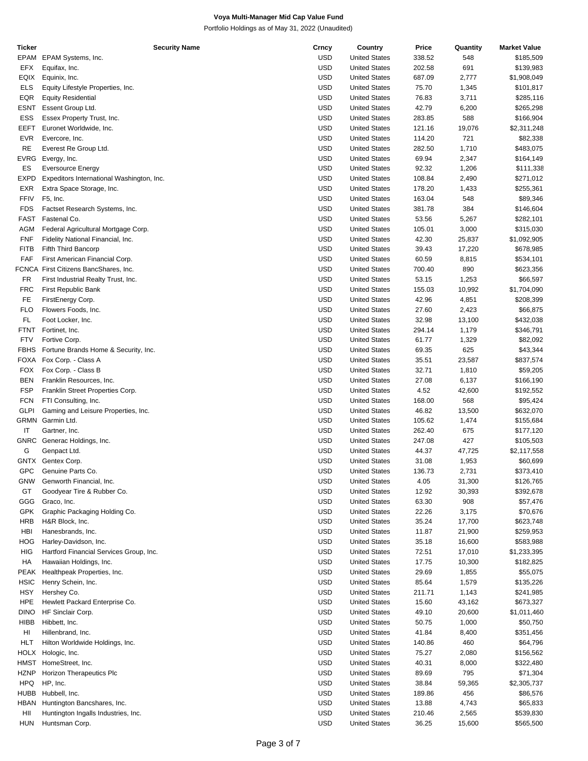**Voya Multi-Manager Mid Cap Value Fund**

Portfolio Holdings as of May 31, 2022 (Unaudited)

| Ticker | Security Name | Crncy | Country | Price | Quantity | Market Value |
|---|---|---|---|---|---|---|
| EPAM | EPAM Systems, Inc. | USD | United States | 338.52 | 548 | $185,509 |
| EFX | Equifax, Inc. | USD | United States | 202.58 | 691 | $139,983 |
| EQIX | Equinix, Inc. | USD | United States | 687.09 | 2,777 | $1,908,049 |
| ELS | Equity Lifestyle Properties, Inc. | USD | United States | 75.70 | 1,345 | $101,817 |
| EQR | Equity Residential | USD | United States | 76.83 | 3,711 | $285,116 |
| ESNT | Essent Group Ltd. | USD | United States | 42.79 | 6,200 | $265,298 |
| ESS | Essex Property Trust, Inc. | USD | United States | 283.85 | 588 | $166,904 |
| EEFT | Euronet Worldwide, Inc. | USD | United States | 121.16 | 19,076 | $2,311,248 |
| EVR | Evercore, Inc. | USD | United States | 114.20 | 721 | $82,338 |
| RE | Everest Re Group Ltd. | USD | United States | 282.50 | 1,710 | $483,075 |
| EVRG | Evergy, Inc. | USD | United States | 69.94 | 2,347 | $164,149 |
| ES | Eversource Energy | USD | United States | 92.32 | 1,206 | $111,338 |
| EXPD | Expeditors International Washington, Inc. | USD | United States | 108.84 | 2,490 | $271,012 |
| EXR | Extra Space Storage, Inc. | USD | United States | 178.20 | 1,433 | $255,361 |
| FFIV | F5, Inc. | USD | United States | 163.04 | 548 | $89,346 |
| FDS | Factset Research Systems, Inc. | USD | United States | 381.78 | 384 | $146,604 |
| FAST | Fastenal Co. | USD | United States | 53.56 | 5,267 | $282,101 |
| AGM | Federal Agricultural Mortgage Corp. | USD | United States | 105.01 | 3,000 | $315,030 |
| FNF | Fidelity National Financial, Inc. | USD | United States | 42.30 | 25,837 | $1,092,905 |
| FITB | Fifth Third Bancorp | USD | United States | 39.43 | 17,220 | $678,985 |
| FAF | First American Financial Corp. | USD | United States | 60.59 | 8,815 | $534,101 |
| FCNCA | First Citizens BancShares, Inc. | USD | United States | 700.40 | 890 | $623,356 |
| FR | First Industrial Realty Trust, Inc. | USD | United States | 53.15 | 1,253 | $66,597 |
| FRC | First Republic Bank | USD | United States | 155.03 | 10,992 | $1,704,090 |
| FE | FirstEnergy Corp. | USD | United States | 42.96 | 4,851 | $208,399 |
| FLO | Flowers Foods, Inc. | USD | United States | 27.60 | 2,423 | $66,875 |
| FL | Foot Locker, Inc. | USD | United States | 32.98 | 13,100 | $432,038 |
| FTNT | Fortinet, Inc. | USD | United States | 294.14 | 1,179 | $346,791 |
| FTV | Fortive Corp. | USD | United States | 61.77 | 1,329 | $82,092 |
| FBHS | Fortune Brands Home & Security, Inc. | USD | United States | 69.35 | 625 | $43,344 |
| FOXA | Fox Corp. - Class A | USD | United States | 35.51 | 23,587 | $837,574 |
| FOX | Fox Corp. - Class B | USD | United States | 32.71 | 1,810 | $59,205 |
| BEN | Franklin Resources, Inc. | USD | United States | 27.08 | 6,137 | $166,190 |
| FSP | Franklin Street Properties Corp. | USD | United States | 4.52 | 42,600 | $192,552 |
| FCN | FTI Consulting, Inc. | USD | United States | 168.00 | 568 | $95,424 |
| GLPI | Gaming and Leisure Properties, Inc. | USD | United States | 46.82 | 13,500 | $632,070 |
| GRMN | Garmin Ltd. | USD | United States | 105.62 | 1,474 | $155,684 |
| IT | Gartner, Inc. | USD | United States | 262.40 | 675 | $177,120 |
| GNRC | Generac Holdings, Inc. | USD | United States | 247.08 | 427 | $105,503 |
| G | Genpact Ltd. | USD | United States | 44.37 | 47,725 | $2,117,558 |
| GNTX | Gentex Corp. | USD | United States | 31.08 | 1,953 | $60,699 |
| GPC | Genuine Parts Co. | USD | United States | 136.73 | 2,731 | $373,410 |
| GNW | Genworth Financial, Inc. | USD | United States | 4.05 | 31,300 | $126,765 |
| GT | Goodyear Tire & Rubber Co. | USD | United States | 12.92 | 30,393 | $392,678 |
| GGG | Graco, Inc. | USD | United States | 63.30 | 908 | $57,476 |
| GPK | Graphic Packaging Holding Co. | USD | United States | 22.26 | 3,175 | $70,676 |
| HRB | H&R Block, Inc. | USD | United States | 35.24 | 17,700 | $623,748 |
| HBI | Hanesbrands, Inc. | USD | United States | 11.87 | 21,900 | $259,953 |
| HOG | Harley-Davidson, Inc. | USD | United States | 35.18 | 16,600 | $583,988 |
| HIG | Hartford Financial Services Group, Inc. | USD | United States | 72.51 | 17,010 | $1,233,395 |
| HA | Hawaiian Holdings, Inc. | USD | United States | 17.75 | 10,300 | $182,825 |
| PEAK | Healthpeak Properties, Inc. | USD | United States | 29.69 | 1,855 | $55,075 |
| HSIC | Henry Schein, Inc. | USD | United States | 85.64 | 1,579 | $135,226 |
| HSY | Hershey Co. | USD | United States | 211.71 | 1,143 | $241,985 |
| HPE | Hewlett Packard Enterprise Co. | USD | United States | 15.60 | 43,162 | $673,327 |
| DINO | HF Sinclair Corp. | USD | United States | 49.10 | 20,600 | $1,011,460 |
| HIBB | Hibbett, Inc. | USD | United States | 50.75 | 1,000 | $50,750 |
| HI | Hillenbrand, Inc. | USD | United States | 41.84 | 8,400 | $351,456 |
| HLT | Hilton Worldwide Holdings, Inc. | USD | United States | 140.86 | 460 | $64,796 |
| HOLX | Hologic, Inc. | USD | United States | 75.27 | 2,080 | $156,562 |
| HMST | HomeStreet, Inc. | USD | United States | 40.31 | 8,000 | $322,480 |
| HZNP | Horizon Therapeutics Plc | USD | United States | 89.69 | 795 | $71,304 |
| HPQ | HP, Inc. | USD | United States | 38.84 | 59,365 | $2,305,737 |
| HUBB | Hubbell, Inc. | USD | United States | 189.86 | 456 | $86,576 |
| HBAN | Huntington Bancshares, Inc. | USD | United States | 13.88 | 4,743 | $65,833 |
| HII | Huntington Ingalls Industries, Inc. | USD | United States | 210.46 | 2,565 | $539,830 |
| HUN | Huntsman Corp. | USD | United States | 36.25 | 15,600 | $565,500 |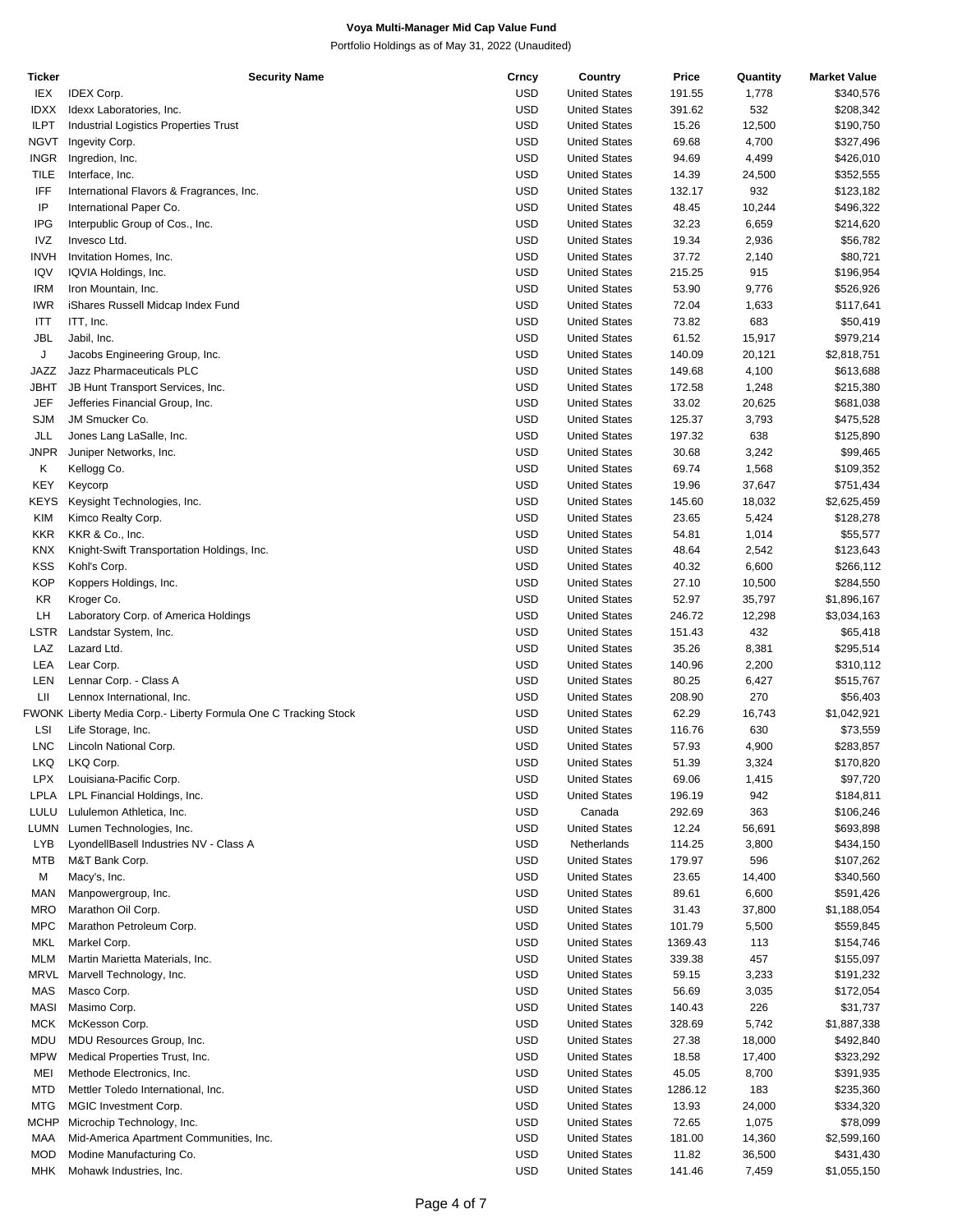**Voya Multi-Manager Mid Cap Value Fund**

Portfolio Holdings as of May 31, 2022 (Unaudited)

| Ticker | Security Name | Crncy | Country | Price | Quantity | Market Value |
|---|---|---|---|---|---|---|
| IEX | IDEX Corp. | USD | United States | 191.55 | 1,778 | $340,576 |
| IDXX | Idexx Laboratories, Inc. | USD | United States | 391.62 | 532 | $208,342 |
| ILPT | Industrial Logistics Properties Trust | USD | United States | 15.26 | 12,500 | $190,750 |
| NGVT | Ingevity Corp. | USD | United States | 69.68 | 4,700 | $327,496 |
| INGR | Ingredion, Inc. | USD | United States | 94.69 | 4,499 | $426,010 |
| TILE | Interface, Inc. | USD | United States | 14.39 | 24,500 | $352,555 |
| IFF | International Flavors & Fragrances, Inc. | USD | United States | 132.17 | 932 | $123,182 |
| IP | International Paper Co. | USD | United States | 48.45 | 10,244 | $496,322 |
| IPG | Interpublic Group of Cos., Inc. | USD | United States | 32.23 | 6,659 | $214,620 |
| IVZ | Invesco Ltd. | USD | United States | 19.34 | 2,936 | $56,782 |
| INVH | Invitation Homes, Inc. | USD | United States | 37.72 | 2,140 | $80,721 |
| IQV | IQVIA Holdings, Inc. | USD | United States | 215.25 | 915 | $196,954 |
| IRM | Iron Mountain, Inc. | USD | United States | 53.90 | 9,776 | $526,926 |
| IWR | iShares Russell Midcap Index Fund | USD | United States | 72.04 | 1,633 | $117,641 |
| ITT | ITT, Inc. | USD | United States | 73.82 | 683 | $50,419 |
| JBL | Jabil, Inc. | USD | United States | 61.52 | 15,917 | $979,214 |
| J | Jacobs Engineering Group, Inc. | USD | United States | 140.09 | 20,121 | $2,818,751 |
| JAZZ | Jazz Pharmaceuticals PLC | USD | United States | 149.68 | 4,100 | $613,688 |
| JBHT | JB Hunt Transport Services, Inc. | USD | United States | 172.58 | 1,248 | $215,380 |
| JEF | Jefferies Financial Group, Inc. | USD | United States | 33.02 | 20,625 | $681,038 |
| SJM | JM Smucker Co. | USD | United States | 125.37 | 3,793 | $475,528 |
| JLL | Jones Lang LaSalle, Inc. | USD | United States | 197.32 | 638 | $125,890 |
| JNPR | Juniper Networks, Inc. | USD | United States | 30.68 | 3,242 | $99,465 |
| K | Kellogg Co. | USD | United States | 69.74 | 1,568 | $109,352 |
| KEY | Keycorp | USD | United States | 19.96 | 37,647 | $751,434 |
| KEYS | Keysight Technologies, Inc. | USD | United States | 145.60 | 18,032 | $2,625,459 |
| KIM | Kimco Realty Corp. | USD | United States | 23.65 | 5,424 | $128,278 |
| KKR | KKR & Co., Inc. | USD | United States | 54.81 | 1,014 | $55,577 |
| KNX | Knight-Swift Transportation Holdings, Inc. | USD | United States | 48.64 | 2,542 | $123,643 |
| KSS | Kohl's Corp. | USD | United States | 40.32 | 6,600 | $266,112 |
| KOP | Koppers Holdings, Inc. | USD | United States | 27.10 | 10,500 | $284,550 |
| KR | Kroger Co. | USD | United States | 52.97 | 35,797 | $1,896,167 |
| LH | Laboratory Corp. of America Holdings | USD | United States | 246.72 | 12,298 | $3,034,163 |
| LSTR | Landstar System, Inc. | USD | United States | 151.43 | 432 | $65,418 |
| LAZ | Lazard Ltd. | USD | United States | 35.26 | 8,381 | $295,514 |
| LEA | Lear Corp. | USD | United States | 140.96 | 2,200 | $310,112 |
| LEN | Lennar Corp. - Class A | USD | United States | 80.25 | 6,427 | $515,767 |
| LII | Lennox International, Inc. | USD | United States | 208.90 | 270 | $56,403 |
| FWONK | Liberty Media Corp.- Liberty Formula One C Tracking Stock | USD | United States | 62.29 | 16,743 | $1,042,921 |
| LSI | Life Storage, Inc. | USD | United States | 116.76 | 630 | $73,559 |
| LNC | Lincoln National Corp. | USD | United States | 57.93 | 4,900 | $283,857 |
| LKQ | LKQ Corp. | USD | United States | 51.39 | 3,324 | $170,820 |
| LPX | Louisiana-Pacific Corp. | USD | United States | 69.06 | 1,415 | $97,720 |
| LPLA | LPL Financial Holdings, Inc. | USD | United States | 196.19 | 942 | $184,811 |
| LULU | Lululemon Athletica, Inc. | USD | Canada | 292.69 | 363 | $106,246 |
| LUMN | Lumen Technologies, Inc. | USD | United States | 12.24 | 56,691 | $693,898 |
| LYB | LyondellBasell Industries NV - Class A | USD | Netherlands | 114.25 | 3,800 | $434,150 |
| MTB | M&T Bank Corp. | USD | United States | 179.97 | 596 | $107,262 |
| M | Macy's, Inc. | USD | United States | 23.65 | 14,400 | $340,560 |
| MAN | Manpowergroup, Inc. | USD | United States | 89.61 | 6,600 | $591,426 |
| MRO | Marathon Oil Corp. | USD | United States | 31.43 | 37,800 | $1,188,054 |
| MPC | Marathon Petroleum Corp. | USD | United States | 101.79 | 5,500 | $559,845 |
| MKL | Markel Corp. | USD | United States | 1369.43 | 113 | $154,746 |
| MLM | Martin Marietta Materials, Inc. | USD | United States | 339.38 | 457 | $155,097 |
| MRVL | Marvell Technology, Inc. | USD | United States | 59.15 | 3,233 | $191,232 |
| MAS | Masco Corp. | USD | United States | 56.69 | 3,035 | $172,054 |
| MASI | Masimo Corp. | USD | United States | 140.43 | 226 | $31,737 |
| MCK | McKesson Corp. | USD | United States | 328.69 | 5,742 | $1,887,338 |
| MDU | MDU Resources Group, Inc. | USD | United States | 27.38 | 18,000 | $492,840 |
| MPW | Medical Properties Trust, Inc. | USD | United States | 18.58 | 17,400 | $323,292 |
| MEI | Methode Electronics, Inc. | USD | United States | 45.05 | 8,700 | $391,935 |
| MTD | Mettler Toledo International, Inc. | USD | United States | 1286.12 | 183 | $235,360 |
| MTG | MGIC Investment Corp. | USD | United States | 13.93 | 24,000 | $334,320 |
| MCHP | Microchip Technology, Inc. | USD | United States | 72.65 | 1,075 | $78,099 |
| MAA | Mid-America Apartment Communities, Inc. | USD | United States | 181.00 | 14,360 | $2,599,160 |
| MOD | Modine Manufacturing Co. | USD | United States | 11.82 | 36,500 | $431,430 |
| MHK | Mohawk Industries, Inc. | USD | United States | 141.46 | 7,459 | $1,055,150 |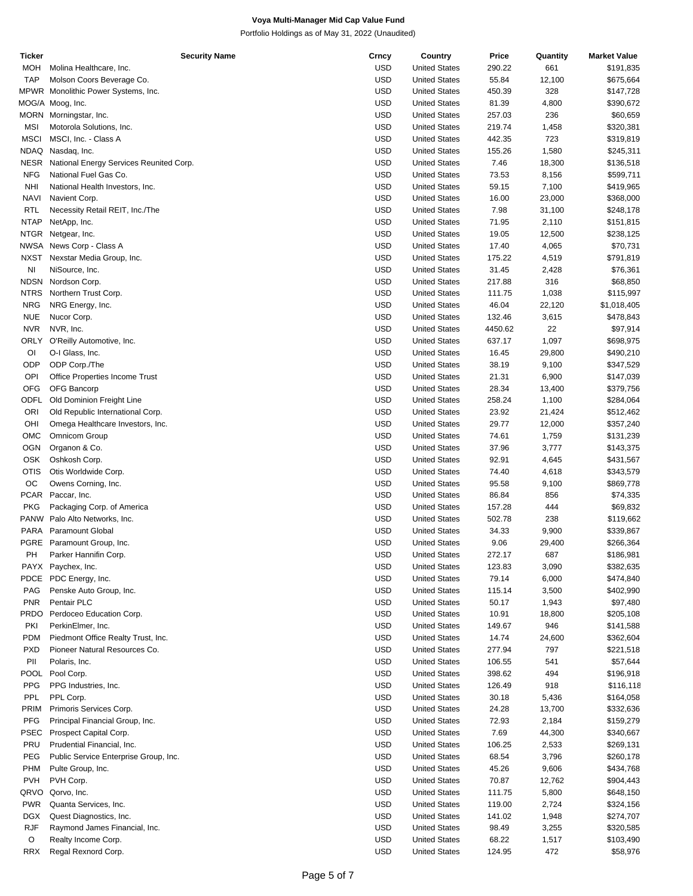**Voya Multi-Manager Mid Cap Value Fund**

Portfolio Holdings as of May 31, 2022 (Unaudited)

| Ticker | Security Name | Crncy | Country | Price | Quantity | Market Value |
|---|---|---|---|---|---|---|
| MOH | Molina Healthcare, Inc. | USD | United States | 290.22 | 661 | $191,835 |
| TAP | Molson Coors Beverage Co. | USD | United States | 55.84 | 12,100 | $675,664 |
| MPWR | Monolithic Power Systems, Inc. | USD | United States | 450.39 | 328 | $147,728 |
| MOG/A | Moog, Inc. | USD | United States | 81.39 | 4,800 | $390,672 |
| MORN | Morningstar, Inc. | USD | United States | 257.03 | 236 | $60,659 |
| MSI | Motorola Solutions, Inc. | USD | United States | 219.74 | 1,458 | $320,381 |
| MSCI | MSCI, Inc. - Class A | USD | United States | 442.35 | 723 | $319,819 |
| NDAQ | Nasdaq, Inc. | USD | United States | 155.26 | 1,580 | $245,311 |
| NESR | National Energy Services Reunited Corp. | USD | United States | 7.46 | 18,300 | $136,518 |
| NFG | National Fuel Gas Co. | USD | United States | 73.53 | 8,156 | $599,711 |
| NHI | National Health Investors, Inc. | USD | United States | 59.15 | 7,100 | $419,965 |
| NAVI | Navient Corp. | USD | United States | 16.00 | 23,000 | $368,000 |
| RTL | Necessity Retail REIT, Inc./The | USD | United States | 7.98 | 31,100 | $248,178 |
| NTAP | NetApp, Inc. | USD | United States | 71.95 | 2,110 | $151,815 |
| NTGR | Netgear, Inc. | USD | United States | 19.05 | 12,500 | $238,125 |
| NWSA | News Corp - Class A | USD | United States | 17.40 | 4,065 | $70,731 |
| NXST | Nexstar Media Group, Inc. | USD | United States | 175.22 | 4,519 | $791,819 |
| NI | NiSource, Inc. | USD | United States | 31.45 | 2,428 | $76,361 |
| NDSN | Nordson Corp. | USD | United States | 217.88 | 316 | $68,850 |
| NTRS | Northern Trust Corp. | USD | United States | 111.75 | 1,038 | $115,997 |
| NRG | NRG Energy, Inc. | USD | United States | 46.04 | 22,120 | $1,018,405 |
| NUE | Nucor Corp. | USD | United States | 132.46 | 3,615 | $478,843 |
| NVR | NVR, Inc. | USD | United States | 4450.62 | 22 | $97,914 |
| ORLY | O'Reilly Automotive, Inc. | USD | United States | 637.17 | 1,097 | $698,975 |
| OI | O-I Glass, Inc. | USD | United States | 16.45 | 29,800 | $490,210 |
| ODP | ODP Corp./The | USD | United States | 38.19 | 9,100 | $347,529 |
| OPI | Office Properties Income Trust | USD | United States | 21.31 | 6,900 | $147,039 |
| OFG | OFG Bancorp | USD | United States | 28.34 | 13,400 | $379,756 |
| ODFL | Old Dominion Freight Line | USD | United States | 258.24 | 1,100 | $284,064 |
| ORI | Old Republic International Corp. | USD | United States | 23.92 | 21,424 | $512,462 |
| OHI | Omega Healthcare Investors, Inc. | USD | United States | 29.77 | 12,000 | $357,240 |
| OMC | Omnicom Group | USD | United States | 74.61 | 1,759 | $131,239 |
| OGN | Organon & Co. | USD | United States | 37.96 | 3,777 | $143,375 |
| OSK | Oshkosh Corp. | USD | United States | 92.91 | 4,645 | $431,567 |
| OTIS | Otis Worldwide Corp. | USD | United States | 74.40 | 4,618 | $343,579 |
| OC | Owens Corning, Inc. | USD | United States | 95.58 | 9,100 | $869,778 |
| PCAR | Paccar, Inc. | USD | United States | 86.84 | 856 | $74,335 |
| PKG | Packaging Corp. of America | USD | United States | 157.28 | 444 | $69,832 |
| PANW | Palo Alto Networks, Inc. | USD | United States | 502.78 | 238 | $119,662 |
| PARA | Paramount Global | USD | United States | 34.33 | 9,900 | $339,867 |
| PGRE | Paramount Group, Inc. | USD | United States | 9.06 | 29,400 | $266,364 |
| PH | Parker Hannifin Corp. | USD | United States | 272.17 | 687 | $186,981 |
| PAYX | Paychex, Inc. | USD | United States | 123.83 | 3,090 | $382,635 |
| PDCE | PDC Energy, Inc. | USD | United States | 79.14 | 6,000 | $474,840 |
| PAG | Penske Auto Group, Inc. | USD | United States | 115.14 | 3,500 | $402,990 |
| PNR | Pentair PLC | USD | United States | 50.17 | 1,943 | $97,480 |
| PRDO | Perdoceo Education Corp. | USD | United States | 10.91 | 18,800 | $205,108 |
| PKI | PerkinElmer, Inc. | USD | United States | 149.67 | 946 | $141,588 |
| PDM | Piedmont Office Realty Trust, Inc. | USD | United States | 14.74 | 24,600 | $362,604 |
| PXD | Pioneer Natural Resources Co. | USD | United States | 277.94 | 797 | $221,518 |
| PII | Polaris, Inc. | USD | United States | 106.55 | 541 | $57,644 |
| POOL | Pool Corp. | USD | United States | 398.62 | 494 | $196,918 |
| PPG | PPG Industries, Inc. | USD | United States | 126.49 | 918 | $116,118 |
| PPL | PPL Corp. | USD | United States | 30.18 | 5,436 | $164,058 |
| PRIM | Primoris Services Corp. | USD | United States | 24.28 | 13,700 | $332,636 |
| PFG | Principal Financial Group, Inc. | USD | United States | 72.93 | 2,184 | $159,279 |
| PSEC | Prospect Capital Corp. | USD | United States | 7.69 | 44,300 | $340,667 |
| PRU | Prudential Financial, Inc. | USD | United States | 106.25 | 2,533 | $269,131 |
| PEG | Public Service Enterprise Group, Inc. | USD | United States | 68.54 | 3,796 | $260,178 |
| PHM | Pulte Group, Inc. | USD | United States | 45.26 | 9,606 | $434,768 |
| PVH | PVH Corp. | USD | United States | 70.87 | 12,762 | $904,443 |
| QRVO | Qorvo, Inc. | USD | United States | 111.75 | 5,800 | $648,150 |
| PWR | Quanta Services, Inc. | USD | United States | 119.00 | 2,724 | $324,156 |
| DGX | Quest Diagnostics, Inc. | USD | United States | 141.02 | 1,948 | $274,707 |
| RJF | Raymond James Financial, Inc. | USD | United States | 98.49 | 3,255 | $320,585 |
| O | Realty Income Corp. | USD | United States | 68.22 | 1,517 | $103,490 |
| RRX | Regal Rexnord Corp. | USD | United States | 124.95 | 472 | $58,976 |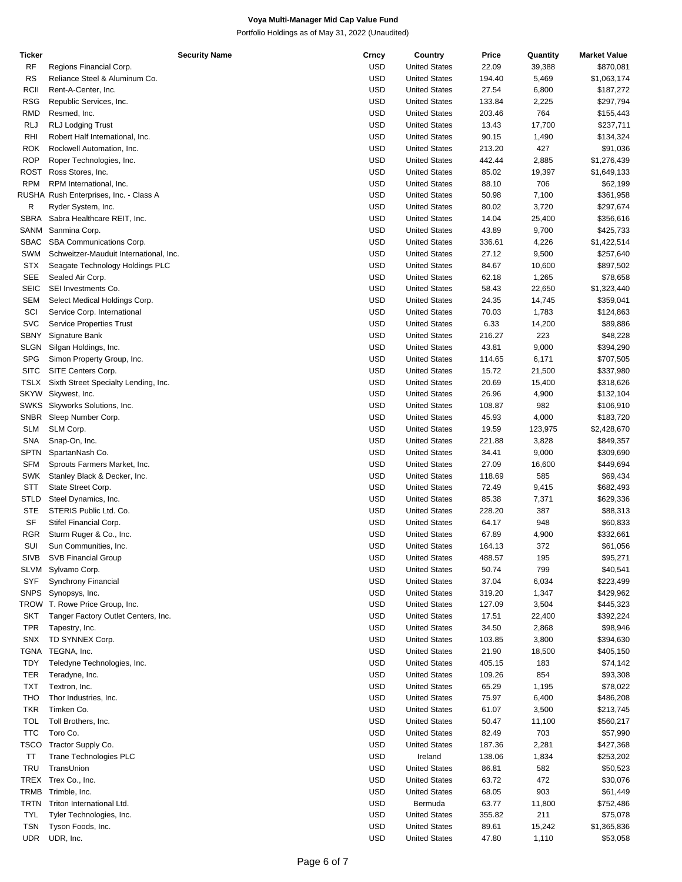# Voya Multi-Manager Mid Cap Value Fund

Portfolio Holdings as of May 31, 2022 (Unaudited)

| Ticker | Security Name | Crncy | Country | Price | Quantity | Market Value |
|---|---|---|---|---|---|---|
| RF | Regions Financial Corp. | USD | United States | 22.09 | 39,388 | $870,081 |
| RS | Reliance Steel & Aluminum Co. | USD | United States | 194.40 | 5,469 | $1,063,174 |
| RCII | Rent-A-Center, Inc. | USD | United States | 27.54 | 6,800 | $187,272 |
| RSG | Republic Services, Inc. | USD | United States | 133.84 | 2,225 | $297,794 |
| RMD | Resmed, Inc. | USD | United States | 203.46 | 764 | $155,443 |
| RLJ | RLJ Lodging Trust | USD | United States | 13.43 | 17,700 | $237,711 |
| RHI | Robert Half International, Inc. | USD | United States | 90.15 | 1,490 | $134,324 |
| ROK | Rockwell Automation, Inc. | USD | United States | 213.20 | 427 | $91,036 |
| ROP | Roper Technologies, Inc. | USD | United States | 442.44 | 2,885 | $1,276,439 |
| ROST | Ross Stores, Inc. | USD | United States | 85.02 | 19,397 | $1,649,133 |
| RPM | RPM International, Inc. | USD | United States | 88.10 | 706 | $62,199 |
| RUSHA | Rush Enterprises, Inc. - Class A | USD | United States | 50.98 | 7,100 | $361,958 |
| R | Ryder System, Inc. | USD | United States | 80.02 | 3,720 | $297,674 |
| SBRA | Sabra Healthcare REIT, Inc. | USD | United States | 14.04 | 25,400 | $356,616 |
| SANM | Sanmina Corp. | USD | United States | 43.89 | 9,700 | $425,733 |
| SBAC | SBA Communications Corp. | USD | United States | 336.61 | 4,226 | $1,422,514 |
| SWM | Schweitzer-Mauduit International, Inc. | USD | United States | 27.12 | 9,500 | $257,640 |
| STX | Seagate Technology Holdings PLC | USD | United States | 84.67 | 10,600 | $897,502 |
| SEE | Sealed Air Corp. | USD | United States | 62.18 | 1,265 | $78,658 |
| SEIC | SEI Investments Co. | USD | United States | 58.43 | 22,650 | $1,323,440 |
| SEM | Select Medical Holdings Corp. | USD | United States | 24.35 | 14,745 | $359,041 |
| SCI | Service Corp. International | USD | United States | 70.03 | 1,783 | $124,863 |
| SVC | Service Properties Trust | USD | United States | 6.33 | 14,200 | $89,886 |
| SBNY | Signature Bank | USD | United States | 216.27 | 223 | $48,228 |
| SLGN | Silgan Holdings, Inc. | USD | United States | 43.81 | 9,000 | $394,290 |
| SPG | Simon Property Group, Inc. | USD | United States | 114.65 | 6,171 | $707,505 |
| SITC | SITE Centers Corp. | USD | United States | 15.72 | 21,500 | $337,980 |
| TSLX | Sixth Street Specialty Lending, Inc. | USD | United States | 20.69 | 15,400 | $318,626 |
| SKYW | Skywest, Inc. | USD | United States | 26.96 | 4,900 | $132,104 |
| SWKS | Skyworks Solutions, Inc. | USD | United States | 108.87 | 982 | $106,910 |
| SNBR | Sleep Number Corp. | USD | United States | 45.93 | 4,000 | $183,720 |
| SLM | SLM Corp. | USD | United States | 19.59 | 123,975 | $2,428,670 |
| SNA | Snap-On, Inc. | USD | United States | 221.88 | 3,828 | $849,357 |
| SPTN | SpartanNash Co. | USD | United States | 34.41 | 9,000 | $309,690 |
| SFM | Sprouts Farmers Market, Inc. | USD | United States | 27.09 | 16,600 | $449,694 |
| SWK | Stanley Black & Decker, Inc. | USD | United States | 118.69 | 585 | $69,434 |
| STT | State Street Corp. | USD | United States | 72.49 | 9,415 | $682,493 |
| STLD | Steel Dynamics, Inc. | USD | United States | 85.38 | 7,371 | $629,336 |
| STE | STERIS Public Ltd. Co. | USD | United States | 228.20 | 387 | $88,313 |
| SF | Stifel Financial Corp. | USD | United States | 64.17 | 948 | $60,833 |
| RGR | Sturm Ruger & Co., Inc. | USD | United States | 67.89 | 4,900 | $332,661 |
| SUI | Sun Communities, Inc. | USD | United States | 164.13 | 372 | $61,056 |
| SIVB | SVB Financial Group | USD | United States | 488.57 | 195 | $95,271 |
| SLVM | Sylvamo Corp. | USD | United States | 50.74 | 799 | $40,541 |
| SYF | Synchrony Financial | USD | United States | 37.04 | 6,034 | $223,499 |
| SNPS | Synopsys, Inc. | USD | United States | 319.20 | 1,347 | $429,962 |
| TROW | T. Rowe Price Group, Inc. | USD | United States | 127.09 | 3,504 | $445,323 |
| SKT | Tanger Factory Outlet Centers, Inc. | USD | United States | 17.51 | 22,400 | $392,224 |
| TPR | Tapestry, Inc. | USD | United States | 34.50 | 2,868 | $98,946 |
| SNX | TD SYNNEX Corp. | USD | United States | 103.85 | 3,800 | $394,630 |
| TGNA | TEGNA, Inc. | USD | United States | 21.90 | 18,500 | $405,150 |
| TDY | Teledyne Technologies, Inc. | USD | United States | 405.15 | 183 | $74,142 |
| TER | Teradyne, Inc. | USD | United States | 109.26 | 854 | $93,308 |
| TXT | Textron, Inc. | USD | United States | 65.29 | 1,195 | $78,022 |
| THO | Thor Industries, Inc. | USD | United States | 75.97 | 6,400 | $486,208 |
| TKR | Timken Co. | USD | United States | 61.07 | 3,500 | $213,745 |
| TOL | Toll Brothers, Inc. | USD | United States | 50.47 | 11,100 | $560,217 |
| TTC | Toro Co. | USD | United States | 82.49 | 703 | $57,990 |
| TSCO | Tractor Supply Co. | USD | United States | 187.36 | 2,281 | $427,368 |
| TT | Trane Technologies PLC | USD | Ireland | 138.06 | 1,834 | $253,202 |
| TRU | TransUnion | USD | United States | 86.81 | 582 | $50,523 |
| TREX | Trex Co., Inc. | USD | United States | 63.72 | 472 | $30,076 |
| TRMB | Trimble, Inc. | USD | United States | 68.05 | 903 | $61,449 |
| TRTN | Triton International Ltd. | USD | Bermuda | 63.77 | 11,800 | $752,486 |
| TYL | Tyler Technologies, Inc. | USD | United States | 355.82 | 211 | $75,078 |
| TSN | Tyson Foods, Inc. | USD | United States | 89.61 | 15,242 | $1,365,836 |
| UDR | UDR, Inc. | USD | United States | 47.80 | 1,110 | $53,058 |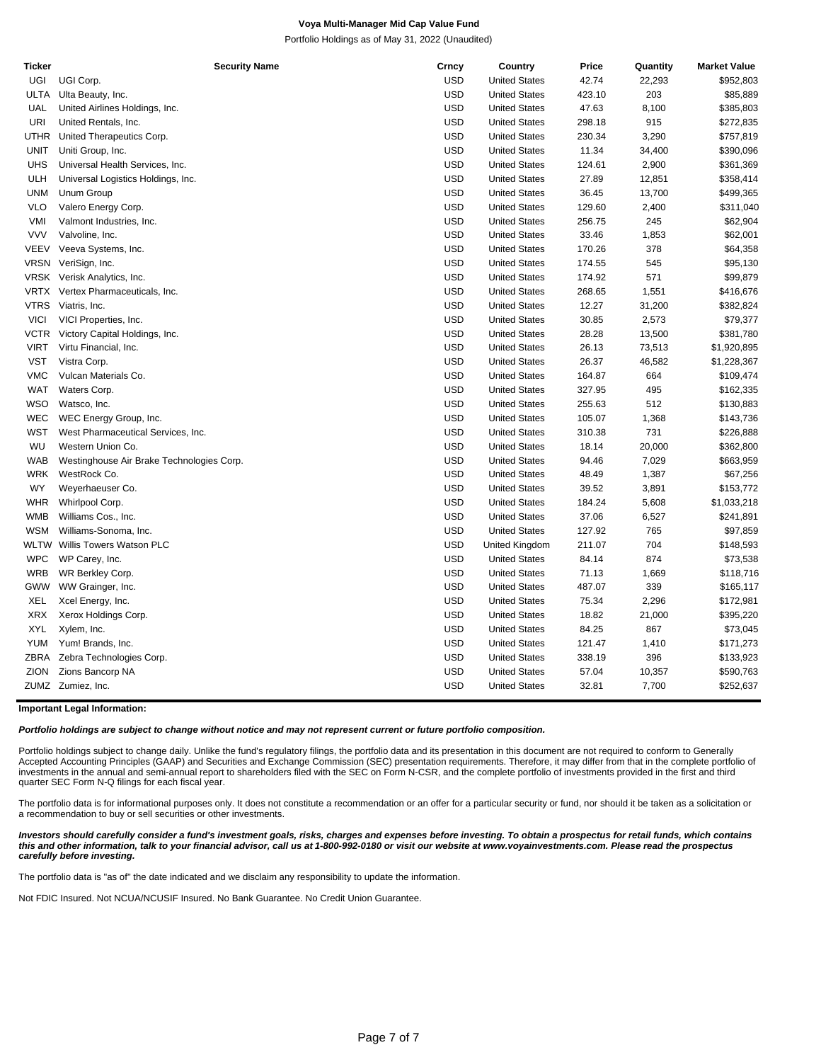**Voya Multi-Manager Mid Cap Value Fund**

Portfolio Holdings as of May 31, 2022 (Unaudited)

| Ticker | Security Name | Crncy | Country | Price | Quantity | Market Value |
|---|---|---|---|---|---|---|
| UGI | UGI Corp. | USD | United States | 42.74 | 22,293 | $952,803 |
| ULTA | Ulta Beauty, Inc. | USD | United States | 423.10 | 203 | $85,889 |
| UAL | United Airlines Holdings, Inc. | USD | United States | 47.63 | 8,100 | $385,803 |
| URI | United Rentals, Inc. | USD | United States | 298.18 | 915 | $272,835 |
| UTHR | United Therapeutics Corp. | USD | United States | 230.34 | 3,290 | $757,819 |
| UNIT | Uniti Group, Inc. | USD | United States | 11.34 | 34,400 | $390,096 |
| UHS | Universal Health Services, Inc. | USD | United States | 124.61 | 2,900 | $361,369 |
| ULH | Universal Logistics Holdings, Inc. | USD | United States | 27.89 | 12,851 | $358,414 |
| UNM | Unum Group | USD | United States | 36.45 | 13,700 | $499,365 |
| VLO | Valero Energy Corp. | USD | United States | 129.60 | 2,400 | $311,040 |
| VMI | Valmont Industries, Inc. | USD | United States | 256.75 | 245 | $62,904 |
| VVV | Valvoline, Inc. | USD | United States | 33.46 | 1,853 | $62,001 |
| VEEV | Veeva Systems, Inc. | USD | United States | 170.26 | 378 | $64,358 |
| VRSN | VeriSign, Inc. | USD | United States | 174.55 | 545 | $95,130 |
| VRSK | Verisk Analytics, Inc. | USD | United States | 174.92 | 571 | $99,879 |
| VRTX | Vertex Pharmaceuticals, Inc. | USD | United States | 268.65 | 1,551 | $416,676 |
| VTRS | Viatris, Inc. | USD | United States | 12.27 | 31,200 | $382,824 |
| VICI | VICI Properties, Inc. | USD | United States | 30.85 | 2,573 | $79,377 |
| VCTR | Victory Capital Holdings, Inc. | USD | United States | 28.28 | 13,500 | $381,780 |
| VIRT | Virtu Financial, Inc. | USD | United States | 26.13 | 73,513 | $1,920,895 |
| VST | Vistra Corp. | USD | United States | 26.37 | 46,582 | $1,228,367 |
| VMC | Vulcan Materials Co. | USD | United States | 164.87 | 664 | $109,474 |
| WAT | Waters Corp. | USD | United States | 327.95 | 495 | $162,335 |
| WSO | Watsco, Inc. | USD | United States | 255.63 | 512 | $130,883 |
| WEC | WEC Energy Group, Inc. | USD | United States | 105.07 | 1,368 | $143,736 |
| WST | West Pharmaceutical Services, Inc. | USD | United States | 310.38 | 731 | $226,888 |
| WU | Western Union Co. | USD | United States | 18.14 | 20,000 | $362,800 |
| WAB | Westinghouse Air Brake Technologies Corp. | USD | United States | 94.46 | 7,029 | $663,959 |
| WRK | WestRock Co. | USD | United States | 48.49 | 1,387 | $67,256 |
| WY | Weyerhaeuser Co. | USD | United States | 39.52 | 3,891 | $153,772 |
| WHR | Whirlpool Corp. | USD | United States | 184.24 | 5,608 | $1,033,218 |
| WMB | Williams Cos., Inc. | USD | United States | 37.06 | 6,527 | $241,891 |
| WSM | Williams-Sonoma, Inc. | USD | United States | 127.92 | 765 | $97,859 |
| WLTW | Willis Towers Watson PLC | USD | United Kingdom | 211.07 | 704 | $148,593 |
| WPC | WP Carey, Inc. | USD | United States | 84.14 | 874 | $73,538 |
| WRB | WR Berkley Corp. | USD | United States | 71.13 | 1,669 | $118,716 |
| GWW | WW Grainger, Inc. | USD | United States | 487.07 | 339 | $165,117 |
| XEL | Xcel Energy, Inc. | USD | United States | 75.34 | 2,296 | $172,981 |
| XRX | Xerox Holdings Corp. | USD | United States | 18.82 | 21,000 | $395,220 |
| XYL | Xylem, Inc. | USD | United States | 84.25 | 867 | $73,045 |
| YUM | Yum! Brands, Inc. | USD | United States | 121.47 | 1,410 | $171,273 |
| ZBRA | Zebra Technologies Corp. | USD | United States | 338.19 | 396 | $133,923 |
| ZION | Zions Bancorp NA | USD | United States | 57.04 | 10,357 | $590,763 |
| ZUMZ | Zumiez, Inc. | USD | United States | 32.81 | 7,700 | $252,637 |

**Important Legal Information:**

***Portfolio holdings are subject to change without notice and may not represent current or future portfolio composition.***

Portfolio holdings subject to change daily. Unlike the fund's regulatory filings, the portfolio data and its presentation in this document are not required to conform to Generally Accepted Accounting Principles (GAAP) and Securities and Exchange Commission (SEC) presentation requirements. Therefore, it may differ from that in the complete portfolio of investments in the annual and semi-annual report to shareholders filed with the SEC on Form N-CSR, and the complete portfolio of investments provided in the first and third quarter SEC Form N-Q filings for each fiscal year.

The portfolio data is for informational purposes only. It does not constitute a recommendation or an offer for a particular security or fund, nor should it be taken as a solicitation or a recommendation to buy or sell securities or other investments.

***Investors should carefully consider a fund's investment goals, risks, charges and expenses before investing. To obtain a prospectus for retail funds, which contains this and other information, talk to your financial advisor, call us at 1-800-992-0180 or visit our website at www.voyainvestments.com. Please read the prospectus carefully before investing.***

The portfolio data is "as of" the date indicated and we disclaim any responsibility to update the information.

Not FDIC Insured. Not NCUA/NCUSIF Insured. No Bank Guarantee. No Credit Union Guarantee.